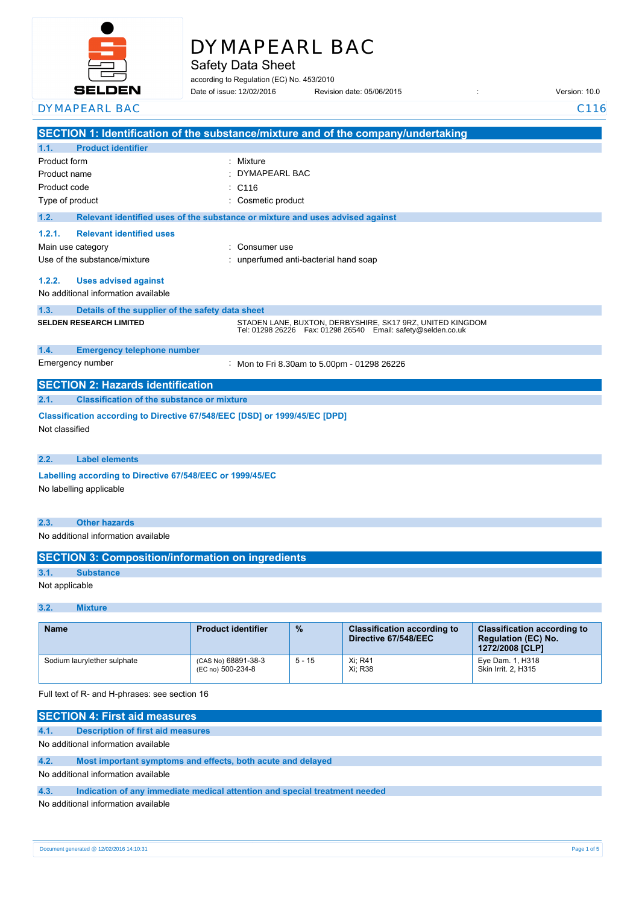# DYMAPEARL BAC

## Safety Data Sheet

according to Regulation (EC) No. 453/2010

Date of issue: 12/02/2016 Revision date: 05/06/2015 : Version: 10.0

DYMAPEARL BAC C116

## SECTION 1: Identification of the substance/mixture and of the company/undertaking

### 1.1. Product identifier

Product form : Mixture

Product name : DYMAPEARL BAC

Product code : C116

Type of product : Cosmetic product

### 1.2. Relevant identified uses of the substance or mixture and uses advised against

#### 1.2.1. Relevant identified uses

Main use category : Consumer use

Use of the substance/mixture : unperfumed anti-bacterial hand soap

#### 1.2.2. Uses advised against

No additional information available

### 1.3. Details of the supplier of the safety data sheet

**SELDEN RESEARCH LIMITED**

STADEN LANE, BUXTON, DERBYSHIRE, SK17 9RZ, UNITED KINGDOM
Tel: 01298 26226 Fax: 01298 26540 Email: safety@selden.co.uk

### 1.4. Emergency telephone number

Emergency number : Mon to Fri 8.30am to 5.00pm - 01298 26226

## SECTION 2: Hazards identification

### 2.1. Classification of the substance or mixture

**Classification according to Directive 67/548/EEC [DSD] or 1999/45/EC [DPD]**

Not classified

### 2.2. Label elements

**Labelling according to Directive 67/548/EEC or 1999/45/EC**

No labelling applicable

### 2.3. Other hazards

No additional information available

## SECTION 3: Composition/information on ingredients

### 3.1. Substance

Not applicable

### 3.2. Mixture

| Name | Product identifier | % | Classification according to Directive 67/548/EEC | Classification according to Regulation (EC) No. 1272/2008 [CLP] |
|---|---|---|---|---|
| Sodium laurylether sulphate | (CAS No) 68891-38-3<br>(EC no) 500-234-8 | 5 - 15 | Xi; R41<br>Xi; R38 | Eye Dam. 1, H318<br>Skin Irrit. 2, H315 |

Full text of R- and H-phrases: see section 16

## SECTION 4: First aid measures

### 4.1. Description of first aid measures

No additional information available

### 4.2. Most important symptoms and effects, both acute and delayed

No additional information available

### 4.3. Indication of any immediate medical attention and special treatment needed

No additional information available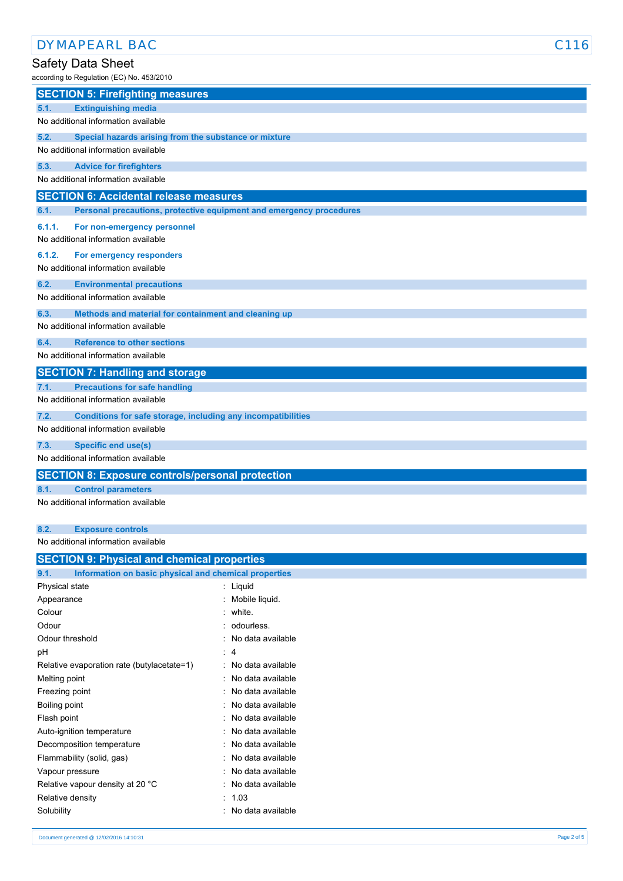## SECTION 5: Firefighting measures

### 5.1. Extinguishing media

No additional information available

### 5.2. Special hazards arising from the substance or mixture

No additional information available

### 5.3. Advice for firefighters

No additional information available

## SECTION 6: Accidental release measures

### 6.1. Personal precautions, protective equipment and emergency procedures

#### 6.1.1. For non-emergency personnel

No additional information available

#### 6.1.2. For emergency responders

No additional information available

### 6.2. Environmental precautions

No additional information available

### 6.3. Methods and material for containment and cleaning up

No additional information available

### 6.4. Reference to other sections

No additional information available

## SECTION 7: Handling and storage

### 7.1. Precautions for safe handling

No additional information available

### 7.2. Conditions for safe storage, including any incompatibilities

No additional information available

### 7.3. Specific end use(s)

No additional information available

## SECTION 8: Exposure controls/personal protection

### 8.1. Control parameters

No additional information available

### 8.2. Exposure controls

No additional information available

## SECTION 9: Physical and chemical properties

### 9.1. Information on basic physical and chemical properties

| Property | Value |
|---|---|
| Physical state | Liquid |
| Appearance | Mobile liquid. |
| Colour | white. |
| Odour | odourless. |
| Odour threshold | No data available |
| pH | 4 |
| Relative evaporation rate (butylacetate=1) | No data available |
| Melting point | No data available |
| Freezing point | No data available |
| Boiling point | No data available |
| Flash point | No data available |
| Auto-ignition temperature | No data available |
| Decomposition temperature | No data available |
| Flammability (solid, gas) | No data available |
| Vapour pressure | No data available |
| Relative vapour density at 20 °C | No data available |
| Relative density | 1.03 |
| Solubility | No data available |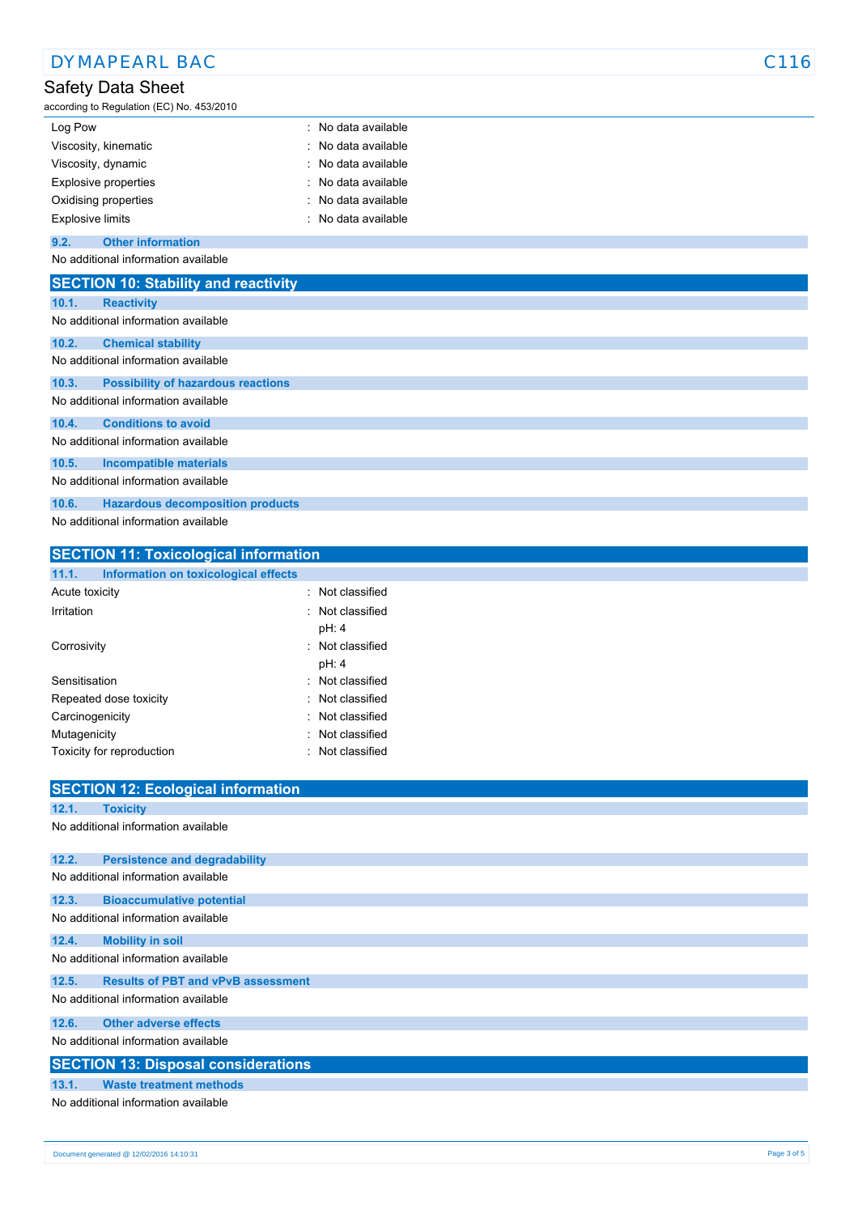| | |
|---|---|
| Log Pow | : No data available |
| Viscosity, kinematic | : No data available |
| Viscosity, dynamic | : No data available |
| Explosive properties | : No data available |
| Oxidising properties | : No data available |
| Explosive limits | : No data available |

### 9.2. Other information

No additional information available

## SECTION 10: Stability and reactivity

### 10.1. Reactivity

No additional information available

### 10.2. Chemical stability

No additional information available

### 10.3. Possibility of hazardous reactions

No additional information available

### 10.4. Conditions to avoid

No additional information available

### 10.5. Incompatible materials

No additional information available

### 10.6. Hazardous decomposition products

No additional information available

## SECTION 11: Toxicological information

### 11.1. Information on toxicological effects

| | |
|---|---|
| Acute toxicity | : Not classified |
| Irritation | : Not classified<br>pH: 4 |
| Corrosivity | : Not classified<br>pH: 4 |
| Sensitisation | : Not classified |
| Repeated dose toxicity | : Not classified |
| Carcinogenicity | : Not classified |
| Mutagenicity | : Not classified |
| Toxicity for reproduction | : Not classified |

## SECTION 12: Ecological information

### 12.1. Toxicity

No additional information available

### 12.2. Persistence and degradability

No additional information available

### 12.3. Bioaccumulative potential

No additional information available

### 12.4. Mobility in soil

No additional information available

### 12.5. Results of PBT and vPvB assessment

No additional information available

### 12.6. Other adverse effects

No additional information available

## SECTION 13: Disposal considerations

### 13.1. Waste treatment methods

No additional information available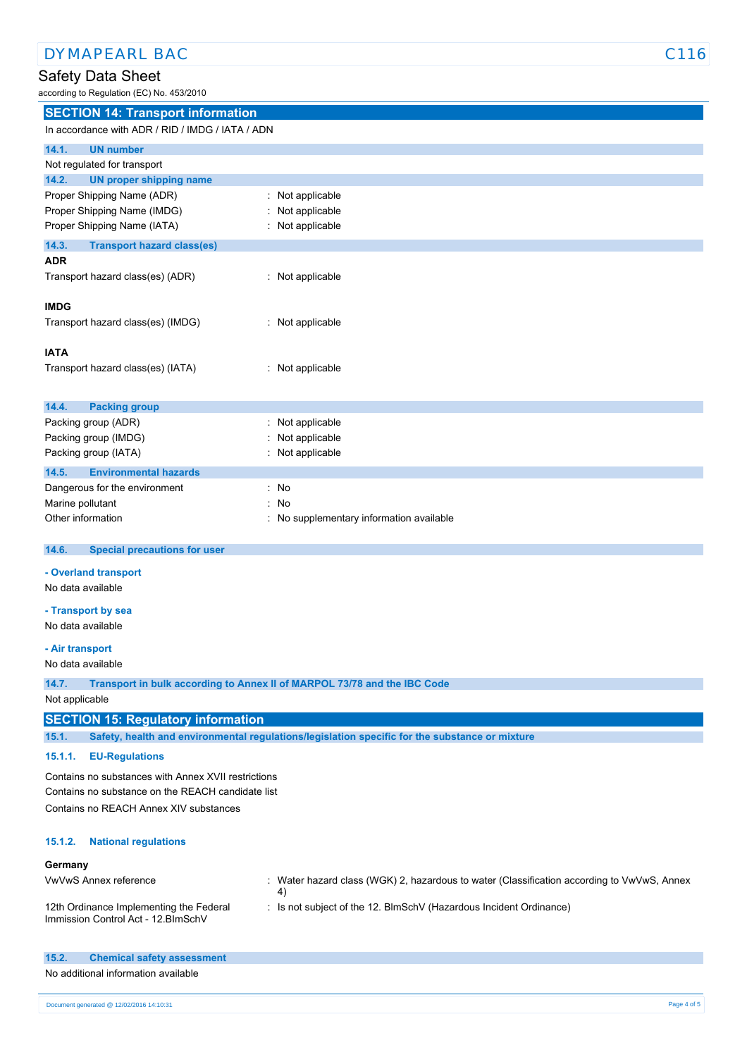## SECTION 14: Transport information

In accordance with ADR / RID / IMDG / IATA / ADN

### 14.1. UN number

Not regulated for transport

### 14.2. UN proper shipping name

| | |
|---|---|
| Proper Shipping Name (ADR) | : Not applicable |
| Proper Shipping Name (IMDG) | : Not applicable |
| Proper Shipping Name (IATA) | : Not applicable |

### 14.3. Transport hazard class(es)

**ADR**

| | |
|---|---|
| Transport hazard class(es) (ADR) | : Not applicable |

**IMDG**

| | |
|---|---|
| Transport hazard class(es) (IMDG) | : Not applicable |

**IATA**

| | |
|---|---|
| Transport hazard class(es) (IATA) | : Not applicable |

### 14.4. Packing group

| | |
|---|---|
| Packing group (ADR) | : Not applicable |
| Packing group (IMDG) | : Not applicable |
| Packing group (IATA) | : Not applicable |

### 14.5. Environmental hazards

| | |
|---|---|
| Dangerous for the environment | : No |
| Marine pollutant | : No |
| Other information | : No supplementary information available |

### 14.6. Special precautions for user

**- Overland transport**

No data available

**- Transport by sea**

No data available

**- Air transport**

No data available

### 14.7. Transport in bulk according to Annex II of MARPOL 73/78 and the IBC Code

Not applicable

## SECTION 15: Regulatory information

### 15.1. Safety, health and environmental regulations/legislation specific for the substance or mixture

#### 15.1.1. EU-Regulations

Contains no substances with Annex XVII restrictions
Contains no substance on the REACH candidate list
Contains no REACH Annex XIV substances

#### 15.1.2. National regulations

**Germany**

| | |
|---|---|
| VwVwS Annex reference | : Water hazard class (WGK) 2, hazardous to water (Classification according to VwVwS, Annex 4) |
| 12th Ordinance Implementing the Federal Immission Control Act - 12.BImSchV | : Is not subject of the 12. BlmSchV (Hazardous Incident Ordinance) |

### 15.2. Chemical safety assessment

No additional information available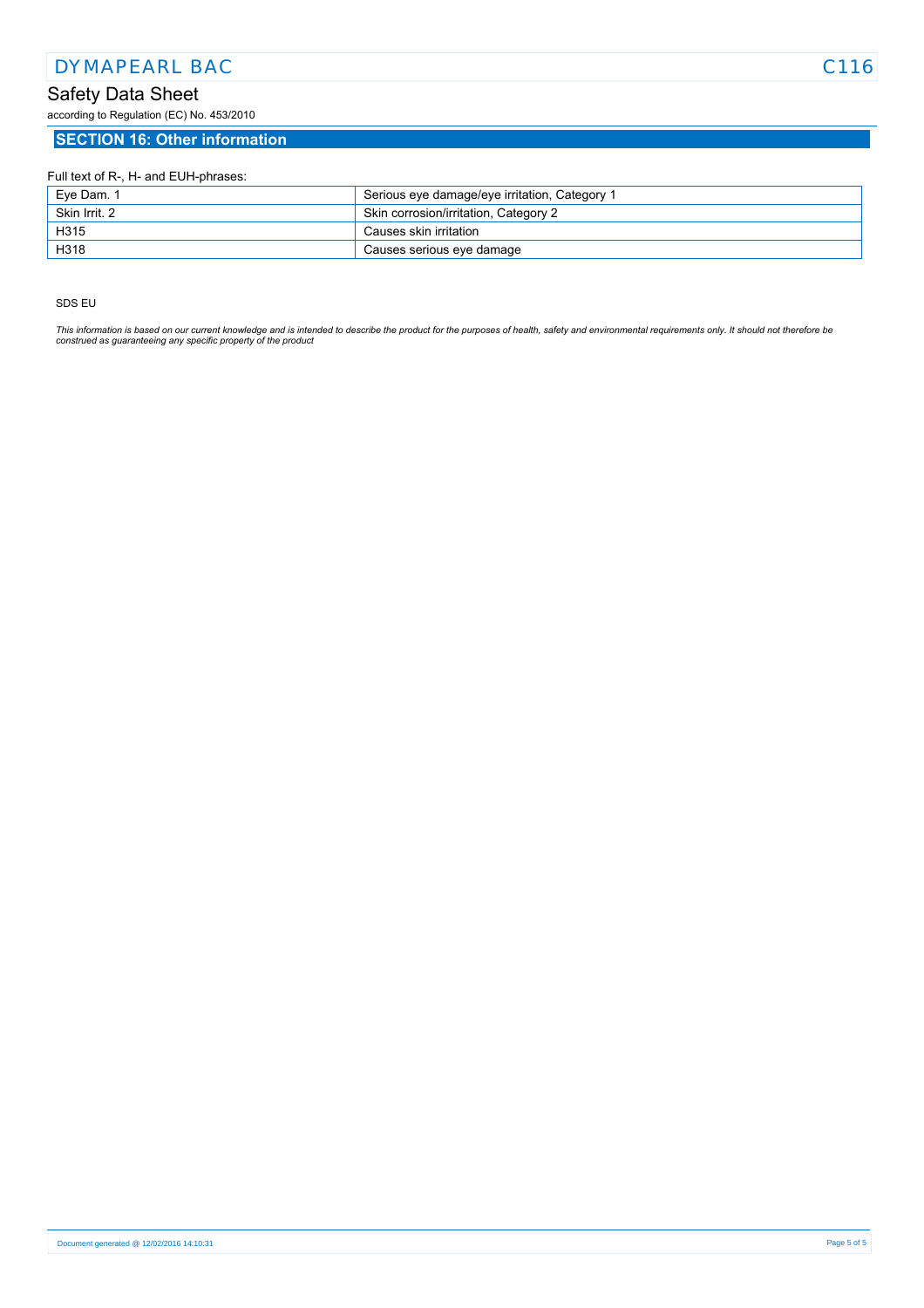## SECTION 16: Other information

Full text of R-, H- and EUH-phrases:

| | |
|---|---|
| Eye Dam. 1 | Serious eye damage/eye irritation, Category 1 |
| Skin Irrit. 2 | Skin corrosion/irritation, Category 2 |
| H315 | Causes skin irritation |
| H318 | Causes serious eye damage |

SDS EU

*This information is based on our current knowledge and is intended to describe the product for the purposes of health, safety and environmental requirements only. It should not therefore be construed as guaranteeing any specific property of the product*